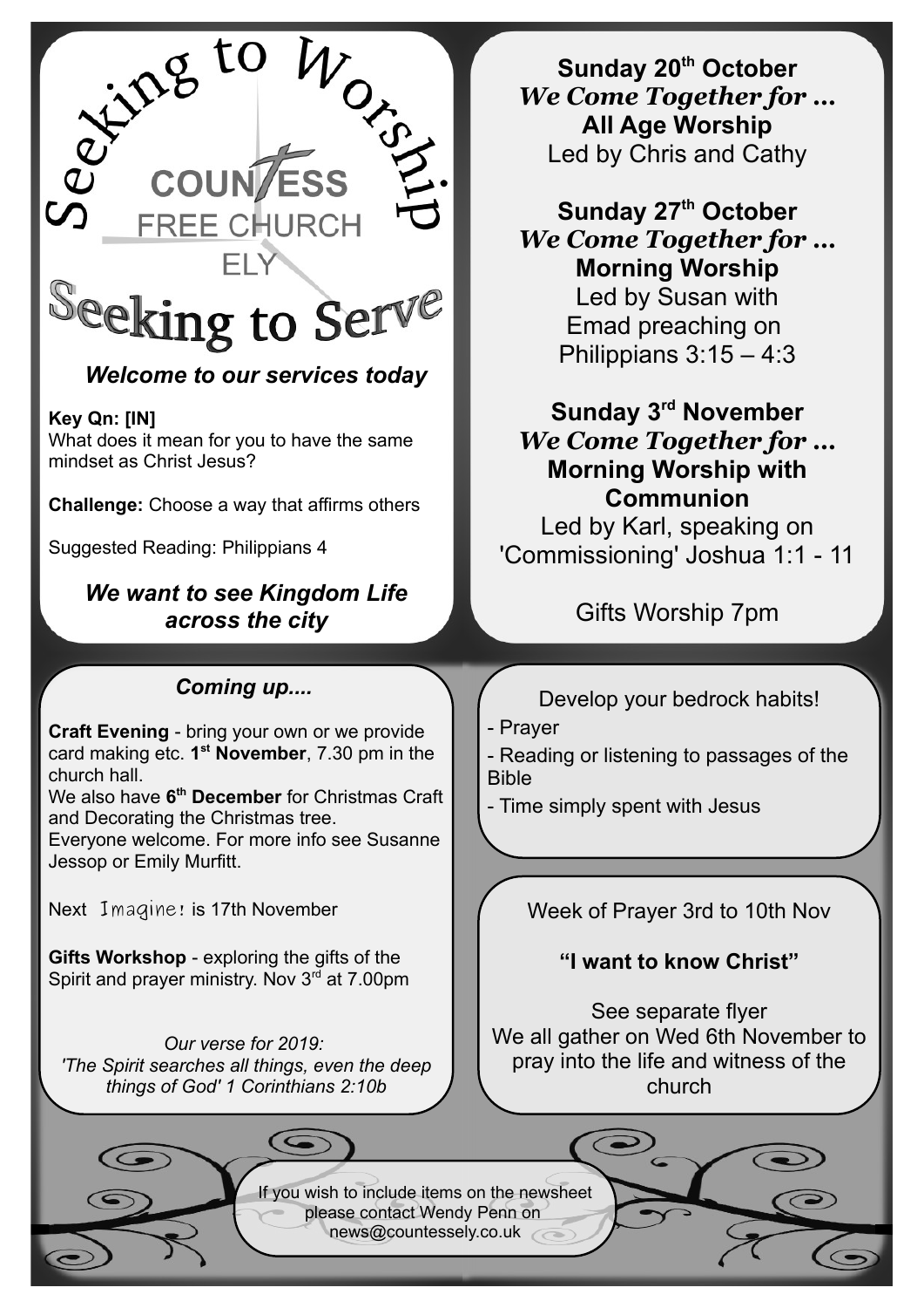# Seeking to Worship

## COUNTESS FREE CHURCH ELY

# Seeking to Serve

***Welcome to our services today***

**Key Qn: [IN]**
What does it mean for you to have the same mindset as Christ Jesus?

**Challenge:** Choose a way that affirms others

Suggested Reading: Philippians 4

***We want to see Kingdom Life across the city***

**Sunday 20th October**
***We Come Together for …***
**All Age Worship**
Led by Chris and Cathy

**Sunday 27th October**
***We Come Together for …***
**Morning Worship**
Led by Susan with
Emad preaching on
Philippians 3:15 – 4:3

**Sunday 3rd November**
***We Come Together for …***
**Morning Worship with Communion**
Led by Karl, speaking on
'Commissioning' Joshua 1:1 - 11

Gifts Worship 7pm

***Coming up....***

**Craft Evening** - bring your own or we provide card making etc. **1st November**, 7.30 pm in the church hall.
We also have **6th December** for Christmas Craft and Decorating the Christmas tree.
Everyone welcome. For more info see Susanne Jessop or Emily Murfitt.

Next Imagine! is 17th November

**Gifts Workshop** - exploring the gifts of the Spirit and prayer ministry. Nov 3rd at 7.00pm

*Our verse for 2019:*
*'The Spirit searches all things, even the deep things of God' 1 Corinthians 2:10b*

Develop your bedrock habits!

- Prayer
- Reading or listening to passages of the Bible
- Time simply spent with Jesus

Week of Prayer 3rd to 10th Nov

**"I want to know Christ"**

See separate flyer
We all gather on Wed 6th November to pray into the life and witness of the church

If you wish to include items on the newsheet please contact Wendy Penn on news@countessely.co.uk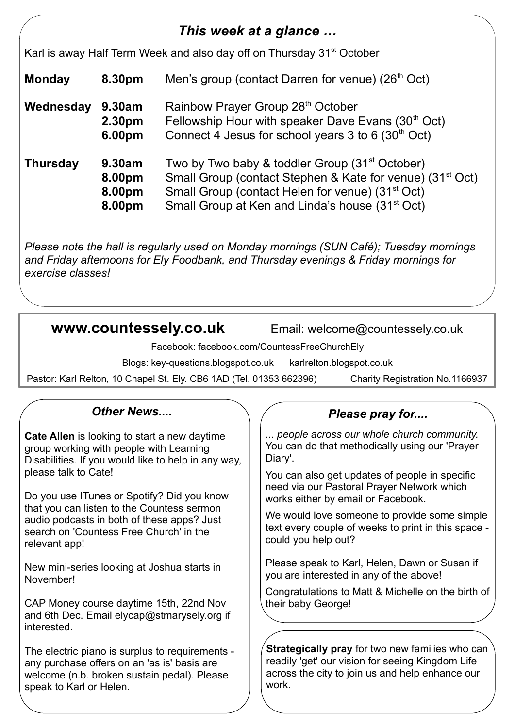## *This week at a glance …*

Karl is away Half Term Week and also day off on Thursday 31st October

| | | |
|---|---|---|
| **Monday** | **8.30pm** | Men's group (contact Darren for venue) (26th Oct) |
| **Wednesday** | **9.30am** | Rainbow Prayer Group 28th October |
| | **2.30pm** | Fellowship Hour with speaker Dave Evans (30th Oct) |
| | **6.00pm** | Connect 4 Jesus for school years 3 to 6 (30th Oct) |
| **Thursday** | **9.30am** | Two by Two baby & toddler Group (31st October) |
| | **8.00pm** | Small Group (contact Stephen & Kate for venue) (31st Oct) |
| | **8.00pm** | Small Group (contact Helen for venue) (31st Oct) |
| | **8.00pm** | Small Group at Ken and Linda's house (31st Oct) |

*Please note the hall is regularly used on Monday mornings (SUN Café); Tuesday mornings and Friday afternoons for Ely Foodbank, and Thursday evenings & Friday mornings for exercise classes!*

**www.countessely.co.uk** Email: welcome@countessely.co.uk

Facebook: facebook.com/CountessFreeChurchEly

Blogs: key-questions.blogspot.co.uk karlrelton.blogspot.co.uk

Pastor: Karl Relton, 10 Chapel St. Ely. CB6 1AD (Tel. 01353 662396) Charity Registration No.1166937

## *Other News....*

**Cate Allen** is looking to start a new daytime group working with people with Learning Disabilities. If you would like to help in any way, please talk to Cate!

Do you use ITunes or Spotify? Did you know that you can listen to the Countess sermon audio podcasts in both of these apps? Just search on 'Countess Free Church' in the relevant app!

New mini-series looking at Joshua starts in November!

CAP Money course daytime 15th, 22nd Nov and 6th Dec. Email elycap@stmarysely.org if interested.

The electric piano is surplus to requirements - any purchase offers on an 'as is' basis are welcome (n.b. broken sustain pedal). Please speak to Karl or Helen.

## *Please pray for....*

*... people across our whole church community.* You can do that methodically using our 'Prayer Diary'.

You can also get updates of people in specific need via our Pastoral Prayer Network which works either by email or Facebook.

We would love someone to provide some simple text every couple of weeks to print in this space - could you help out?

Please speak to Karl, Helen, Dawn or Susan if you are interested in any of the above!

Congratulations to Matt & Michelle on the birth of their baby George!

**Strategically pray** for two new families who can readily 'get' our vision for seeing Kingdom Life across the city to join us and help enhance our work.